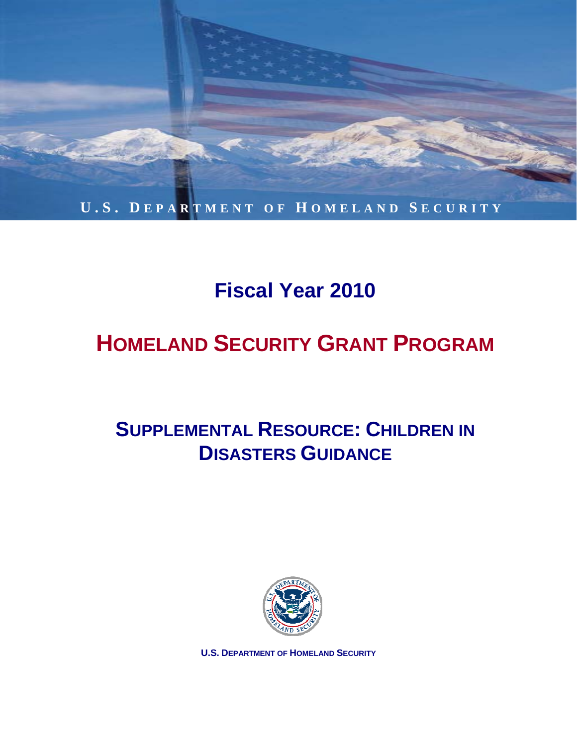U.S. DEPARTMENT OF HOMELAND SECURITY

# Fiscal Year 2010

# HOMELAND SECURITY GRANT PROGRAM

## SUPPLEMENTAL RESOURCE: CHILDREN IN DISASTERS GUIDANCE

**U.S. DEPARTMENT OF HOMELAND SECURITY**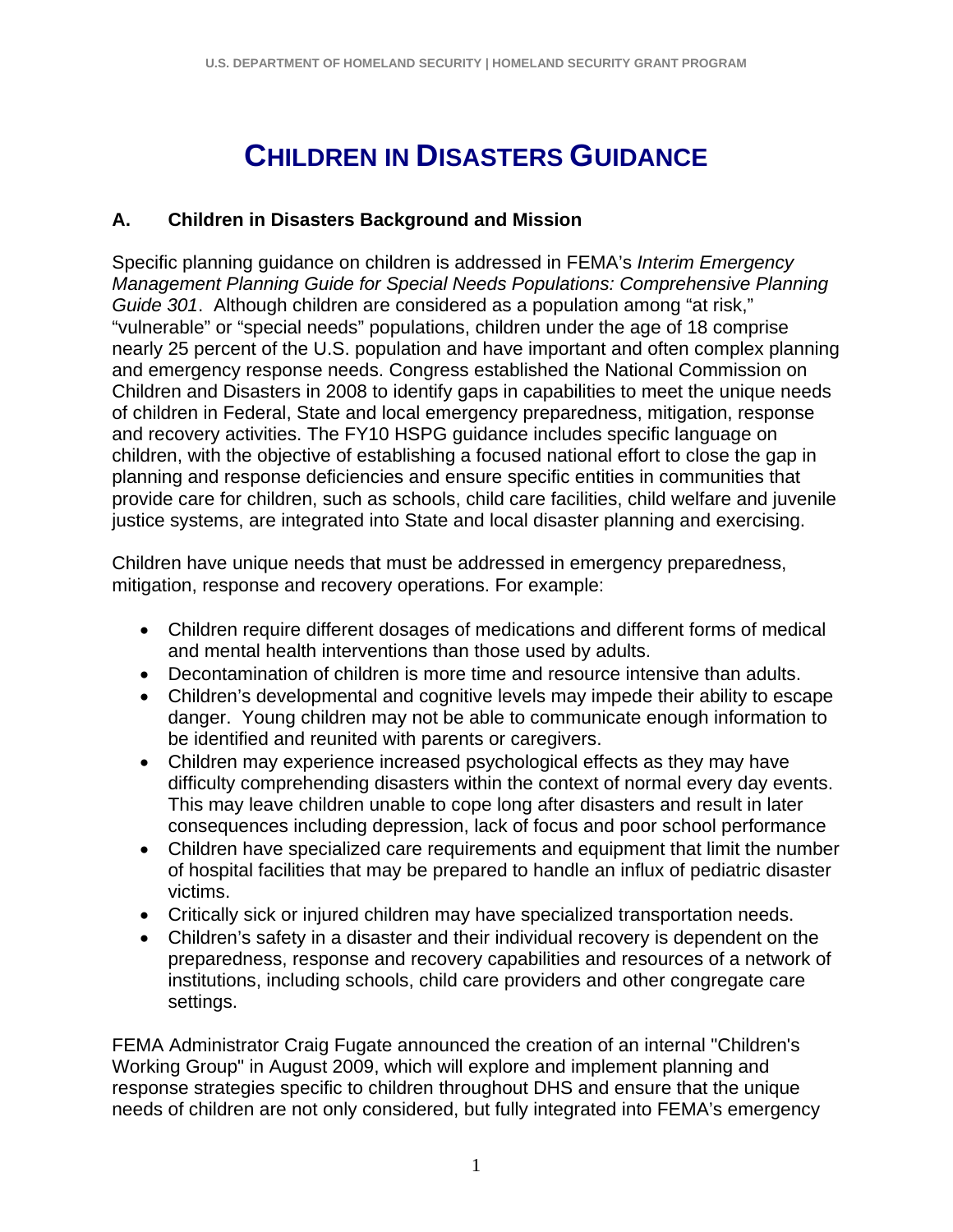# CHILDREN IN DISASTERS GUIDANCE

## A. Children in Disasters Background and Mission

Specific planning guidance on children is addressed in FEMA's *Interim Emergency Management Planning Guide for Special Needs Populations: Comprehensive Planning Guide 301*. Although children are considered as a population among "at risk," "vulnerable" or "special needs" populations, children under the age of 18 comprise nearly 25 percent of the U.S. population and have important and often complex planning and emergency response needs. Congress established the National Commission on Children and Disasters in 2008 to identify gaps in capabilities to meet the unique needs of children in Federal, State and local emergency preparedness, mitigation, response and recovery activities. The FY10 HSPG guidance includes specific language on children, with the objective of establishing a focused national effort to close the gap in planning and response deficiencies and ensure specific entities in communities that provide care for children, such as schools, child care facilities, child welfare and juvenile justice systems, are integrated into State and local disaster planning and exercising.

Children have unique needs that must be addressed in emergency preparedness, mitigation, response and recovery operations. For example:

- Children require different dosages of medications and different forms of medical and mental health interventions than those used by adults.
- Decontamination of children is more time and resource intensive than adults.
- Children's developmental and cognitive levels may impede their ability to escape danger. Young children may not be able to communicate enough information to be identified and reunited with parents or caregivers.
- Children may experience increased psychological effects as they may have difficulty comprehending disasters within the context of normal every day events. This may leave children unable to cope long after disasters and result in later consequences including depression, lack of focus and poor school performance
- Children have specialized care requirements and equipment that limit the number of hospital facilities that may be prepared to handle an influx of pediatric disaster victims.
- Critically sick or injured children may have specialized transportation needs.
- Children's safety in a disaster and their individual recovery is dependent on the preparedness, response and recovery capabilities and resources of a network of institutions, including schools, child care providers and other congregate care settings.

FEMA Administrator Craig Fugate announced the creation of an internal "Children's Working Group" in August 2009, which will explore and implement planning and response strategies specific to children throughout DHS and ensure that the unique needs of children are not only considered, but fully integrated into FEMA's emergency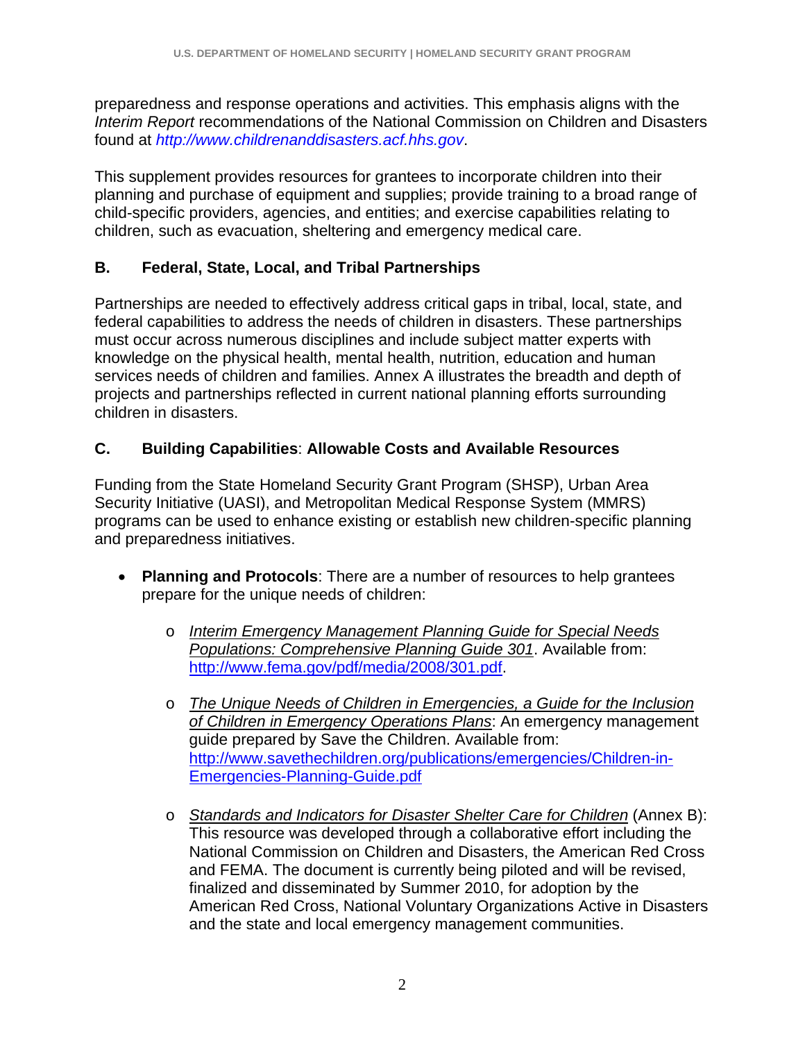preparedness and response operations and activities. This emphasis aligns with the *Interim Report* recommendations of the National Commission on Children and Disasters found at *http://www.childrenanddisasters.acf.hhs.gov*.

This supplement provides resources for grantees to incorporate children into their planning and purchase of equipment and supplies; provide training to a broad range of child-specific providers, agencies, and entities; and exercise capabilities relating to children, such as evacuation, sheltering and emergency medical care.

## B. Federal, State, Local, and Tribal Partnerships

Partnerships are needed to effectively address critical gaps in tribal, local, state, and federal capabilities to address the needs of children in disasters. These partnerships must occur across numerous disciplines and include subject matter experts with knowledge on the physical health, mental health, nutrition, education and human services needs of children and families. Annex A illustrates the breadth and depth of projects and partnerships reflected in current national planning efforts surrounding children in disasters.

## C. Building Capabilities: Allowable Costs and Available Resources

Funding from the State Homeland Security Grant Program (SHSP), Urban Area Security Initiative (UASI), and Metropolitan Medical Response System (MMRS) programs can be used to enhance existing or establish new children-specific planning and preparedness initiatives.

- **Planning and Protocols**: There are a number of resources to help grantees prepare for the unique needs of children:
  - *Interim Emergency Management Planning Guide for Special Needs Populations: Comprehensive Planning Guide 301*. Available from: http://www.fema.gov/pdf/media/2008/301.pdf.
  - *The Unique Needs of Children in Emergencies, a Guide for the Inclusion of Children in Emergency Operations Plans*: An emergency management guide prepared by Save the Children. Available from: http://www.savethechildren.org/publications/emergencies/Children-in-Emergencies-Planning-Guide.pdf
  - *Standards and Indicators for Disaster Shelter Care for Children* (Annex B): This resource was developed through a collaborative effort including the National Commission on Children and Disasters, the American Red Cross and FEMA. The document is currently being piloted and will be revised, finalized and disseminated by Summer 2010, for adoption by the American Red Cross, National Voluntary Organizations Active in Disasters and the state and local emergency management communities.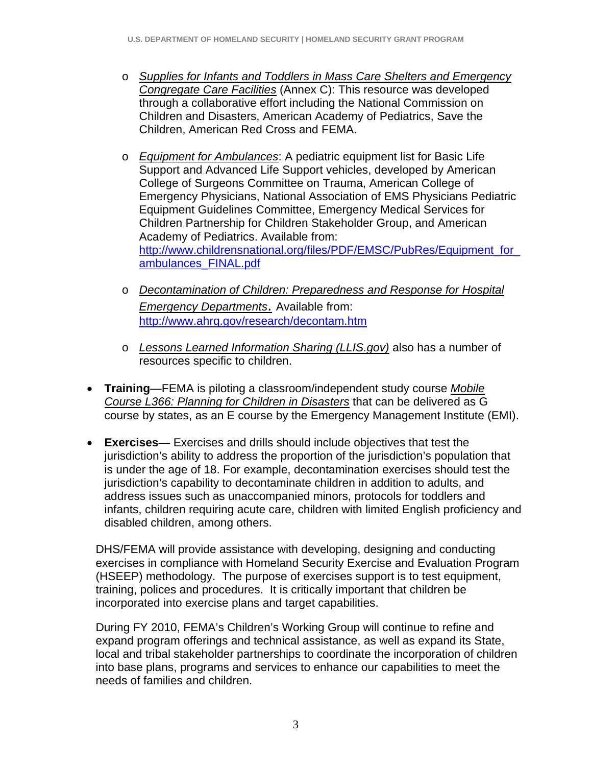- *Supplies for Infants and Toddlers in Mass Care Shelters and Emergency Congregate Care Facilities* (Annex C): This resource was developed through a collaborative effort including the National Commission on Children and Disasters, American Academy of Pediatrics, Save the Children, American Red Cross and FEMA.

  - *Equipment for Ambulances*: A pediatric equipment list for Basic Life Support and Advanced Life Support vehicles, developed by American College of Surgeons Committee on Trauma, American College of Emergency Physicians, National Association of EMS Physicians Pediatric Equipment Guidelines Committee, Emergency Medical Services for Children Partnership for Children Stakeholder Group, and American Academy of Pediatrics. Available from: http://www.childrensnational.org/files/PDF/EMSC/PubRes/Equipment_for_ambulances_FINAL.pdf

  - *Decontamination of Children: Preparedness and Response for Hospital Emergency Departments*. Available from: http://www.ahrq.gov/research/decontam.htm

  - *Lessons Learned Information Sharing (LLIS.gov)* also has a number of resources specific to children.

- **Training**—FEMA is piloting a classroom/independent study course *Mobile Course L366: Planning for Children in Disasters* that can be delivered as G course by states, as an E course by the Emergency Management Institute (EMI).

- **Exercises**— Exercises and drills should include objectives that test the jurisdiction's ability to address the proportion of the jurisdiction's population that is under the age of 18. For example, decontamination exercises should test the jurisdiction's capability to decontaminate children in addition to adults, and address issues such as unaccompanied minors, protocols for toddlers and infants, children requiring acute care, children with limited English proficiency and disabled children, among others.

DHS/FEMA will provide assistance with developing, designing and conducting exercises in compliance with Homeland Security Exercise and Evaluation Program (HSEEP) methodology. The purpose of exercises support is to test equipment, training, polices and procedures. It is critically important that children be incorporated into exercise plans and target capabilities.

During FY 2010, FEMA's Children's Working Group will continue to refine and expand program offerings and technical assistance, as well as expand its State, local and tribal stakeholder partnerships to coordinate the incorporation of children into base plans, programs and services to enhance our capabilities to meet the needs of families and children.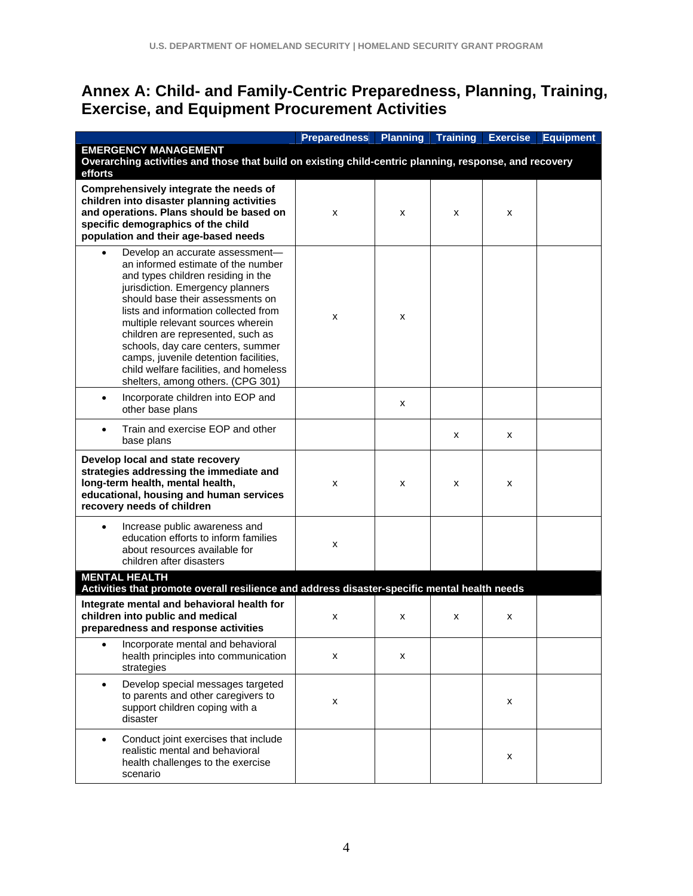## Annex A: Child- and Family-Centric Preparedness, Planning, Training, Exercise, and Equipment Procurement Activities

| | Preparedness | Planning | Training | Exercise | Equipment |
|---|---|---|---|---|---|
| **EMERGENCY MANAGEMENT**<br>**Overarching activities and those that build on existing child-centric planning, response, and recovery efforts** | | | | | |
| **Comprehensively integrate the needs of children into disaster planning activities and operations. Plans should be based on specific demographics of the child population and their age-based needs** | x | x | x | x | |
| • Develop an accurate assessment—an informed estimate of the number and types children residing in the jurisdiction. Emergency planners should base their assessments on lists and information collected from multiple relevant sources wherein children are represented, such as schools, day care centers, summer camps, juvenile detention facilities, child welfare facilities, and homeless shelters, among others. (CPG 301) | x | x | | | |
| • Incorporate children into EOP and other base plans | | x | | | |
| • Train and exercise EOP and other base plans | | | x | x | |
| **Develop local and state recovery strategies addressing the immediate and long-term health, mental health, educational, housing and human services recovery needs of children** | x | x | x | x | |
| • Increase public awareness and education efforts to inform families about resources available for children after disasters | x | | | | |
| **MENTAL HEALTH**<br>**Activities that promote overall resilience and address disaster-specific mental health needs** | | | | | |
| **Integrate mental and behavioral health for children into public and medical preparedness and response activities** | x | x | x | x | |
| • Incorporate mental and behavioral health principles into communication strategies | x | x | | | |
| • Develop special messages targeted to parents and other caregivers to support children coping with a disaster | x | | | x | |
| • Conduct joint exercises that include realistic mental and behavioral health challenges to the exercise scenario | | | | x | |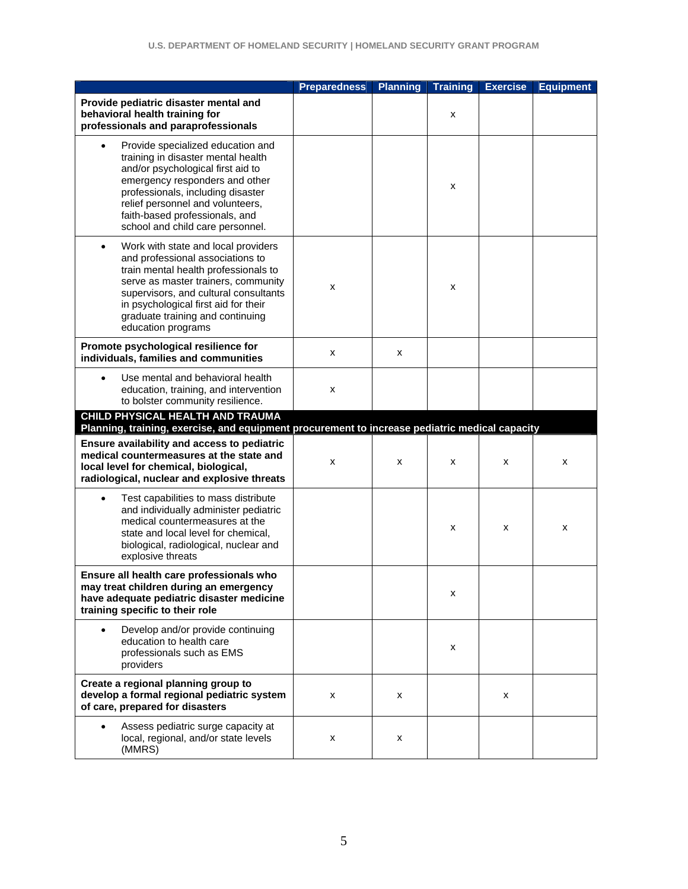| | Preparedness | Planning | Training | Exercise | Equipment |
|---|---|---|---|---|---|
| **Provide pediatric disaster mental and behavioral health training for professionals and paraprofessionals** | | | x | | |
| • Provide specialized education and training in disaster mental health and/or psychological first aid to emergency responders and other professionals, including disaster relief personnel and volunteers, faith-based professionals, and school and child care personnel. | | | x | | |
| • Work with state and local providers and professional associations to train mental health professionals to serve as master trainers, community supervisors, and cultural consultants in psychological first aid for their graduate training and continuing education programs | x | | x | | |
| **Promote psychological resilience for individuals, families and communities** | x | x | | | |
| • Use mental and behavioral health education, training, and intervention to bolster community resilience. | x | | | | |
| **CHILD PHYSICAL HEALTH AND TRAUMA** **Planning, training, exercise, and equipment procurement to increase pediatric medical capacity** | | | | | |
| **Ensure availability and access to pediatric medical countermeasures at the state and local level for chemical, biological, radiological, nuclear and explosive threats** | x | x | x | x | x |
| • Test capabilities to mass distribute and individually administer pediatric medical countermeasures at the state and local level for chemical, biological, radiological, nuclear and explosive threats | | | x | x | x |
| **Ensure all health care professionals who may treat children during an emergency have adequate pediatric disaster medicine training specific to their role** | | | x | | |
| • Develop and/or provide continuing education to health care professionals such as EMS providers | | | x | | |
| **Create a regional planning group to develop a formal regional pediatric system of care, prepared for disasters** | x | x | | x | |
| • Assess pediatric surge capacity at local, regional, and/or state levels (MMRS) | x | x | | | |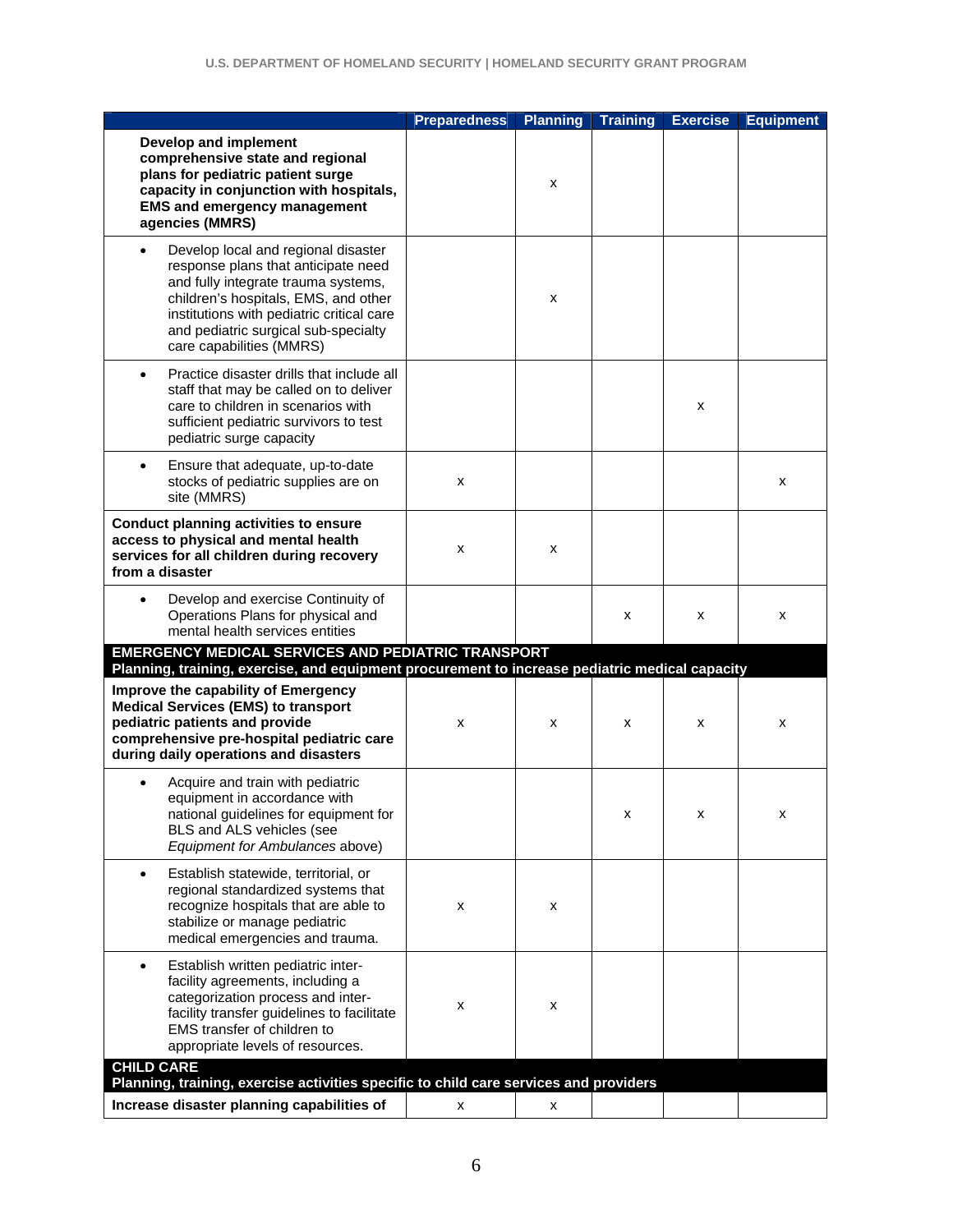| | Preparedness | Planning | Training | Exercise | Equipment |
|---|---|---|---|---|---|
| **Develop and implement comprehensive state and regional plans for pediatric patient surge capacity in conjunction with hospitals, EMS and emergency management agencies (MMRS)** | | x | | | |
| • Develop local and regional disaster response plans that anticipate need and fully integrate trauma systems, children's hospitals, EMS, and other institutions with pediatric critical care and pediatric surgical sub-specialty care capabilities (MMRS) | | x | | | |
| • Practice disaster drills that include all staff that may be called on to deliver care to children in scenarios with sufficient pediatric survivors to test pediatric surge capacity | | | | x | |
| • Ensure that adequate, up-to-date stocks of pediatric supplies are on site (MMRS) | x | | | | x |
| **Conduct planning activities to ensure access to physical and mental health services for all children during recovery from a disaster** | x | x | | | |
| • Develop and exercise Continuity of Operations Plans for physical and mental health services entities | | | x | x | x |
| **EMERGENCY MEDICAL SERVICES AND PEDIATRIC TRANSPORT** **Planning, training, exercise, and equipment procurement to increase pediatric medical capacity** | | | | | |
| **Improve the capability of Emergency Medical Services (EMS) to transport pediatric patients and provide comprehensive pre-hospital pediatric care during daily operations and disasters** | x | x | x | x | x |
| • Acquire and train with pediatric equipment in accordance with national guidelines for equipment for BLS and ALS vehicles (see *Equipment for Ambulances* above) | | | x | x | x |
| • Establish statewide, territorial, or regional standardized systems that recognize hospitals that are able to stabilize or manage pediatric medical emergencies and trauma. | x | x | | | |
| • Establish written pediatric inter-facility agreements, including a categorization process and inter-facility transfer guidelines to facilitate EMS transfer of children to appropriate levels of resources. | x | x | | | |
| **CHILD CARE** **Planning, training, exercise activities specific to child care services and providers** | | | | | |
| **Increase disaster planning capabilities of** | x | x | | | |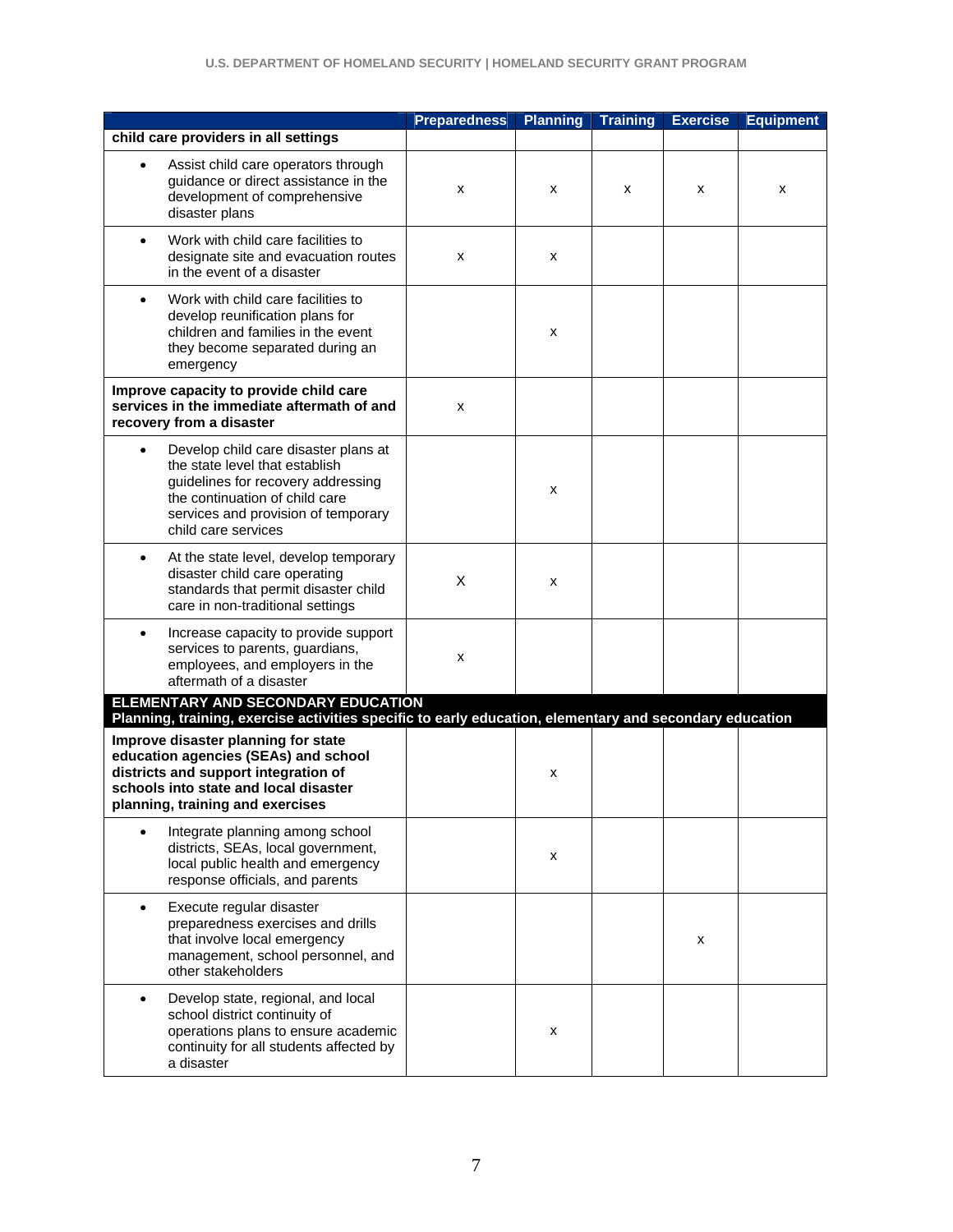| | Preparedness | Planning | Training | Exercise | Equipment |
|---|---|---|---|---|---|
| **child care providers in all settings** | | | | | |
| • Assist child care operators through guidance or direct assistance in the development of comprehensive disaster plans | x | x | x | x | x |
| • Work with child care facilities to designate site and evacuation routes in the event of a disaster | x | x | | | |
| • Work with child care facilities to develop reunification plans for children and families in the event they become separated during an emergency | | x | | | |
| **Improve capacity to provide child care services in the immediate aftermath of and recovery from a disaster** | x | | | | |
| • Develop child care disaster plans at the state level that establish guidelines for recovery addressing the continuation of child care services and provision of temporary child care services | | x | | | |
| • At the state level, develop temporary disaster child care operating standards that permit disaster child care in non-traditional settings | X | x | | | |
| • Increase capacity to provide support services to parents, guardians, employees, and employers in the aftermath of a disaster | x | | | | |
| **ELEMENTARY AND SECONDARY EDUCATION** **Planning, training, exercise activities specific to early education, elementary and secondary education** | | | | | |
| **Improve disaster planning for state education agencies (SEAs) and school districts and support integration of schools into state and local disaster planning, training and exercises** | | x | | | |
| • Integrate planning among school districts, SEAs, local government, local public health and emergency response officials, and parents | | x | | | |
| • Execute regular disaster preparedness exercises and drills that involve local emergency management, school personnel, and other stakeholders | | | | x | |
| • Develop state, regional, and local school district continuity of operations plans to ensure academic continuity for all students affected by a disaster | | x | | | |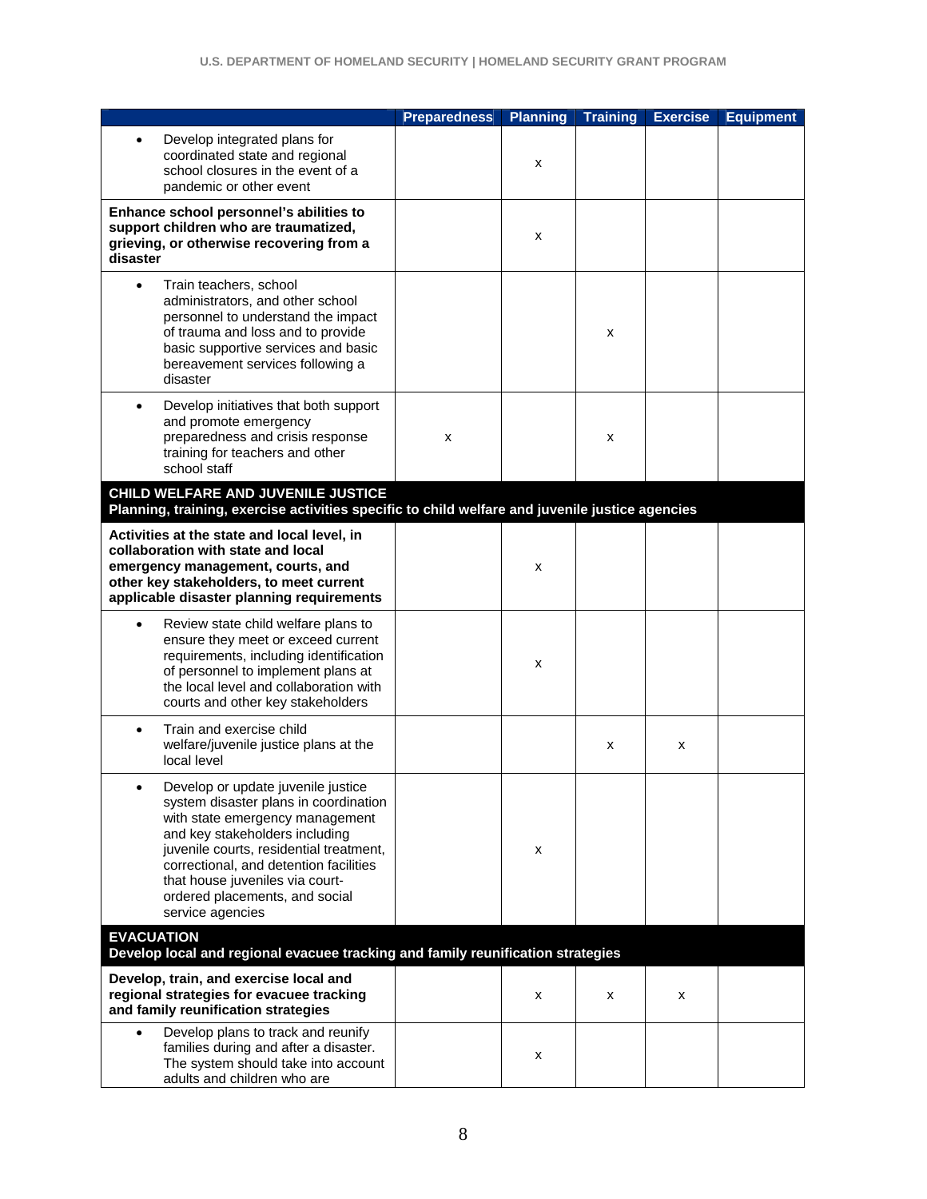| | Preparedness | Planning | Training | Exercise | Equipment |
|---|---|---|---|---|---|
| • Develop integrated plans for coordinated state and regional school closures in the event of a pandemic or other event | | x | | | |
| **Enhance school personnel's abilities to support children who are traumatized, grieving, or otherwise recovering from a disaster** | | x | | | |
| • Train teachers, school administrators, and other school personnel to understand the impact of trauma and loss and to provide basic supportive services and basic bereavement services following a disaster | | | x | | |
| • Develop initiatives that both support and promote emergency preparedness and crisis response training for teachers and other school staff | x | | x | | |
| **CHILD WELFARE AND JUVENILE JUSTICE** **Planning, training, exercise activities specific to child welfare and juvenile justice agencies** | | | | | |
| **Activities at the state and local level, in collaboration with state and local emergency management, courts, and other key stakeholders, to meet current applicable disaster planning requirements** | | x | | | |
| • Review state child welfare plans to ensure they meet or exceed current requirements, including identification of personnel to implement plans at the local level and collaboration with courts and other key stakeholders | | x | | | |
| • Train and exercise child welfare/juvenile justice plans at the local level | | | x | x | |
| • Develop or update juvenile justice system disaster plans in coordination with state emergency management and key stakeholders including juvenile courts, residential treatment, correctional, and detention facilities that house juveniles via court-ordered placements, and social service agencies | | x | | | |
| **EVACUATION** **Develop local and regional evacuee tracking and family reunification strategies** | | | | | |
| **Develop, train, and exercise local and regional strategies for evacuee tracking and family reunification strategies** | | x | x | x | |
| • Develop plans to track and reunify families during and after a disaster. The system should take into account adults and children who are | | x | | | |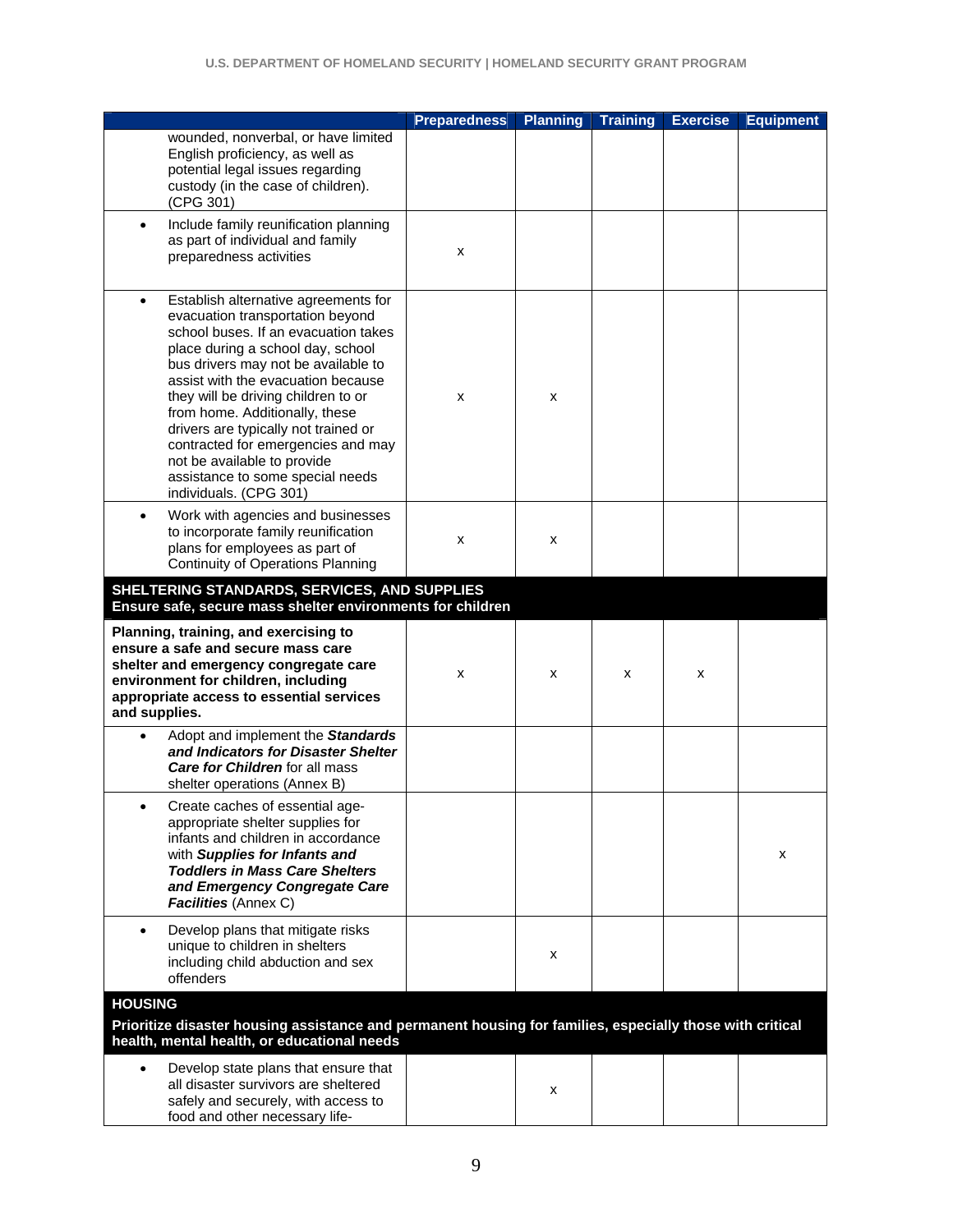| | Preparedness | Planning | Training | Exercise | Equipment |
|---|---|---|---|---|---|
| wounded, nonverbal, or have limited English proficiency, as well as potential legal issues regarding custody (in the case of children). (CPG 301) | | | | | |
| • Include family reunification planning as part of individual and family preparedness activities | x | | | | |
| • Establish alternative agreements for evacuation transportation beyond school buses. If an evacuation takes place during a school day, school bus drivers may not be available to assist with the evacuation because they will be driving children to or from home. Additionally, these drivers are typically not trained or contracted for emergencies and may not be available to provide assistance to some special needs individuals. (CPG 301) | x | x | | | |
| • Work with agencies and businesses to incorporate family reunification plans for employees as part of Continuity of Operations Planning | x | x | | | |
| **SHELTERING STANDARDS, SERVICES, AND SUPPLIES**<br>**Ensure safe, secure mass shelter environments for children** | | | | | |
| **Planning, training, and exercising to ensure a safe and secure mass care shelter and emergency congregate care environment for children, including appropriate access to essential services and supplies.** | x | x | x | x | |
| • Adopt and implement the ***Standards and Indicators for Disaster Shelter Care for Children*** for all mass shelter operations (Annex B) | | | | | |
| • Create caches of essential age-appropriate shelter supplies for infants and children in accordance with ***Supplies for Infants and Toddlers in Mass Care Shelters and Emergency Congregate Care Facilities*** (Annex C) | | | | | x |
| • Develop plans that mitigate risks unique to children in shelters including child abduction and sex offenders | | x | | | |
| **HOUSING**<br>**Prioritize disaster housing assistance and permanent housing for families, especially those with critical health, mental health, or educational needs** | | | | | |
| • Develop state plans that ensure that all disaster survivors are sheltered safely and securely, with access to food and other necessary life- | | x | | | |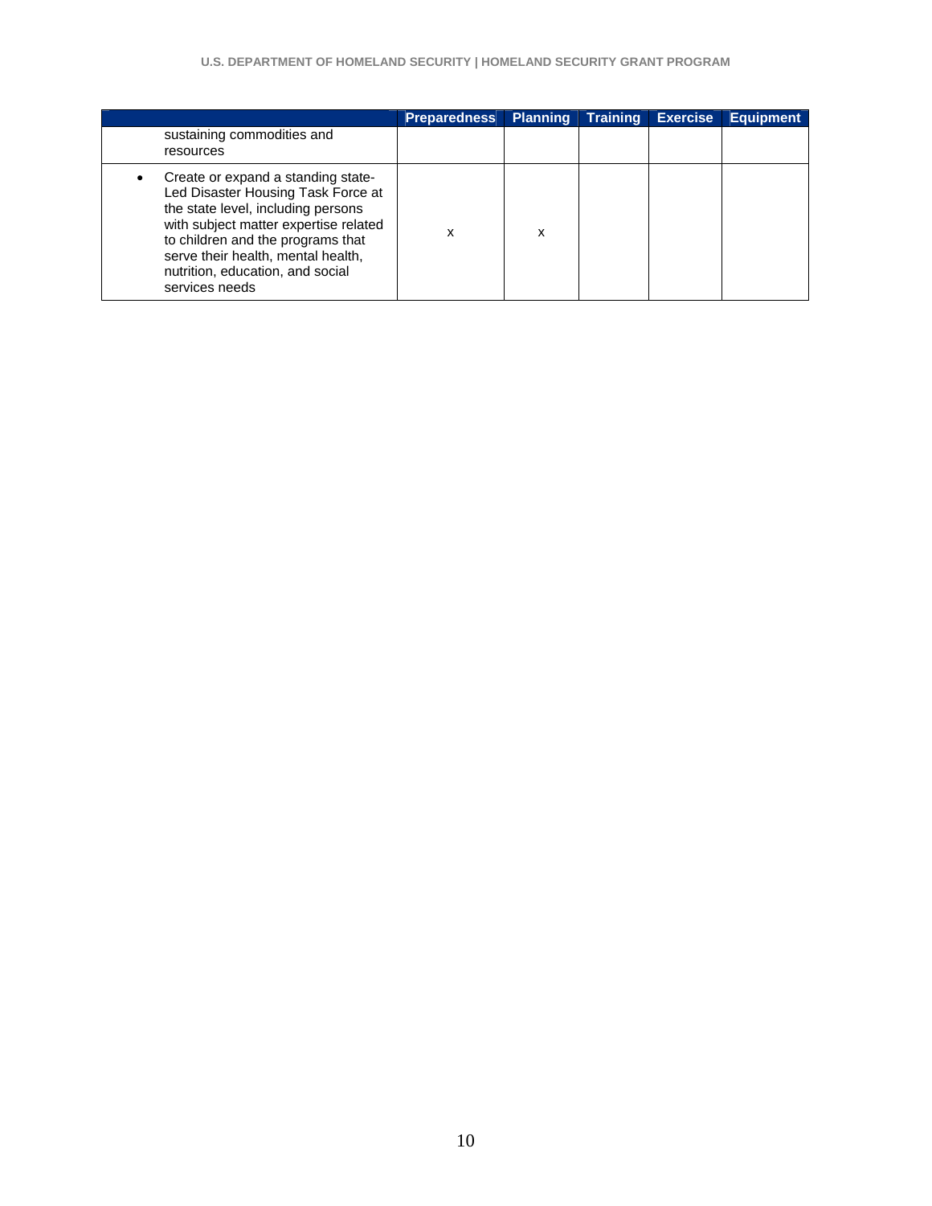| | Preparedness | Planning | Training | Exercise | Equipment |
|---|---|---|---|---|---|
| sustaining commodities and resources | | | | | |
| • Create or expand a standing state-Led Disaster Housing Task Force at the state level, including persons with subject matter expertise related to children and the programs that serve their health, mental health, nutrition, education, and social services needs | x | x | | | |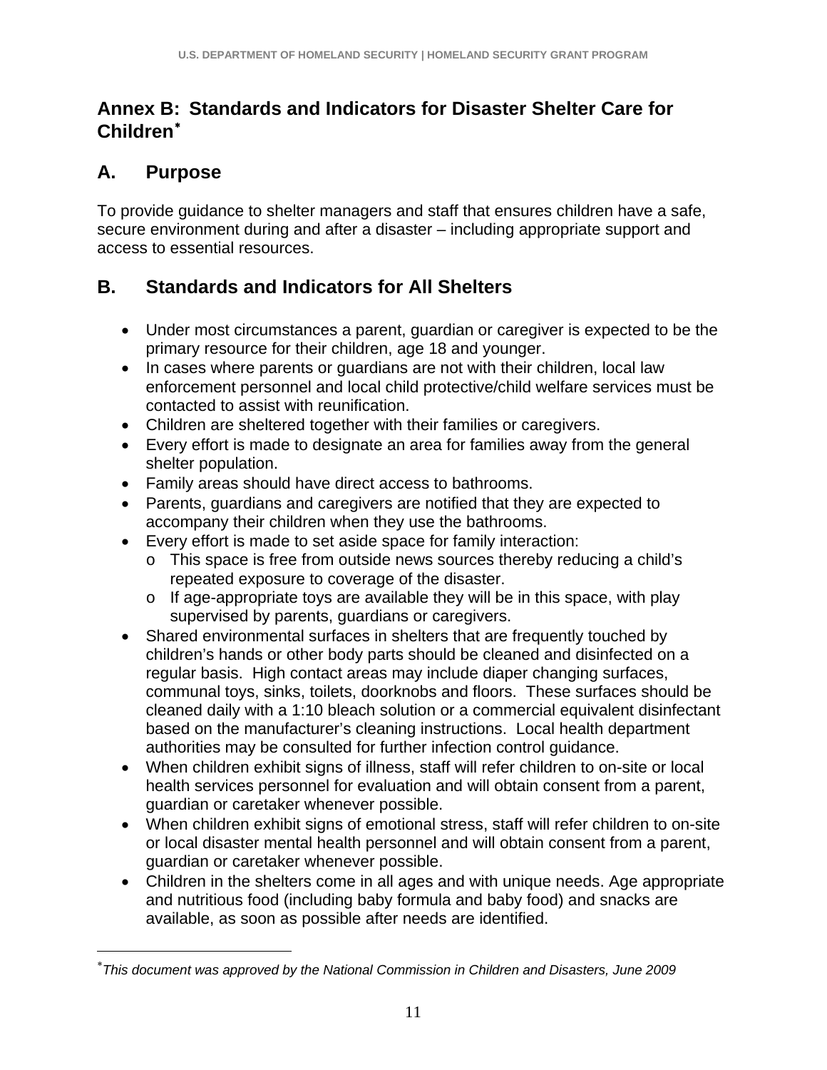## Annex B: Standards and Indicators for Disaster Shelter Care for Children*

## A. Purpose

To provide guidance to shelter managers and staff that ensures children have a safe, secure environment during and after a disaster – including appropriate support and access to essential resources.

## B. Standards and Indicators for All Shelters

- Under most circumstances a parent, guardian or caregiver is expected to be the primary resource for their children, age 18 and younger.
- In cases where parents or guardians are not with their children, local law enforcement personnel and local child protective/child welfare services must be contacted to assist with reunification.
- Children are sheltered together with their families or caregivers.
- Every effort is made to designate an area for families away from the general shelter population.
- Family areas should have direct access to bathrooms.
- Parents, guardians and caregivers are notified that they are expected to accompany their children when they use the bathrooms.
- Every effort is made to set aside space for family interaction:
  - This space is free from outside news sources thereby reducing a child's repeated exposure to coverage of the disaster.
  - If age-appropriate toys are available they will be in this space, with play supervised by parents, guardians or caregivers.
- Shared environmental surfaces in shelters that are frequently touched by children's hands or other body parts should be cleaned and disinfected on a regular basis. High contact areas may include diaper changing surfaces, communal toys, sinks, toilets, doorknobs and floors. These surfaces should be cleaned daily with a 1:10 bleach solution or a commercial equivalent disinfectant based on the manufacturer's cleaning instructions. Local health department authorities may be consulted for further infection control guidance.
- When children exhibit signs of illness, staff will refer children to on-site or local health services personnel for evaluation and will obtain consent from a parent, guardian or caretaker whenever possible.
- When children exhibit signs of emotional stress, staff will refer children to on-site or local disaster mental health personnel and will obtain consent from a parent, guardian or caretaker whenever possible.
- Children in the shelters come in all ages and with unique needs. Age appropriate and nutritious food (including baby formula and baby food) and snacks are available, as soon as possible after needs are identified.

---

* *This document was approved by the National Commission in Children and Disasters, June 2009*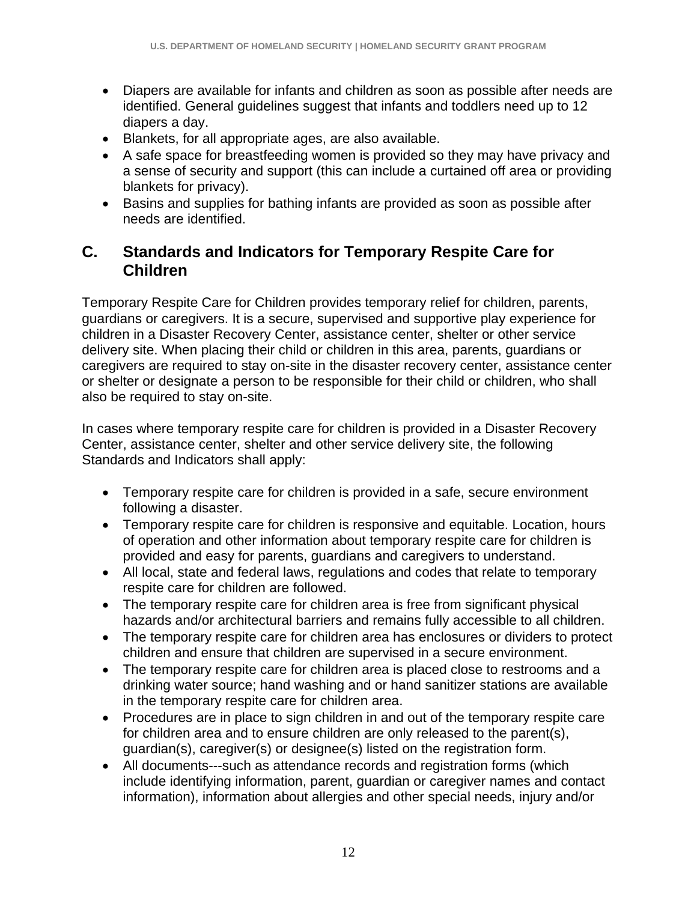- Diapers are available for infants and children as soon as possible after needs are identified. General guidelines suggest that infants and toddlers need up to 12 diapers a day.
- Blankets, for all appropriate ages, are also available.
- A safe space for breastfeeding women is provided so they may have privacy and a sense of security and support (this can include a curtained off area or providing blankets for privacy).
- Basins and supplies for bathing infants are provided as soon as possible after needs are identified.

## C. Standards and Indicators for Temporary Respite Care for Children

Temporary Respite Care for Children provides temporary relief for children, parents, guardians or caregivers. It is a secure, supervised and supportive play experience for children in a Disaster Recovery Center, assistance center, shelter or other service delivery site. When placing their child or children in this area, parents, guardians or caregivers are required to stay on-site in the disaster recovery center, assistance center or shelter or designate a person to be responsible for their child or children, who shall also be required to stay on-site.

In cases where temporary respite care for children is provided in a Disaster Recovery Center, assistance center, shelter and other service delivery site, the following Standards and Indicators shall apply:

- Temporary respite care for children is provided in a safe, secure environment following a disaster.
- Temporary respite care for children is responsive and equitable. Location, hours of operation and other information about temporary respite care for children is provided and easy for parents, guardians and caregivers to understand.
- All local, state and federal laws, regulations and codes that relate to temporary respite care for children are followed.
- The temporary respite care for children area is free from significant physical hazards and/or architectural barriers and remains fully accessible to all children.
- The temporary respite care for children area has enclosures or dividers to protect children and ensure that children are supervised in a secure environment.
- The temporary respite care for children area is placed close to restrooms and a drinking water source; hand washing and or hand sanitizer stations are available in the temporary respite care for children area.
- Procedures are in place to sign children in and out of the temporary respite care for children area and to ensure children are only released to the parent(s), guardian(s), caregiver(s) or designee(s) listed on the registration form.
- All documents---such as attendance records and registration forms (which include identifying information, parent, guardian or caregiver names and contact information), information about allergies and other special needs, injury and/or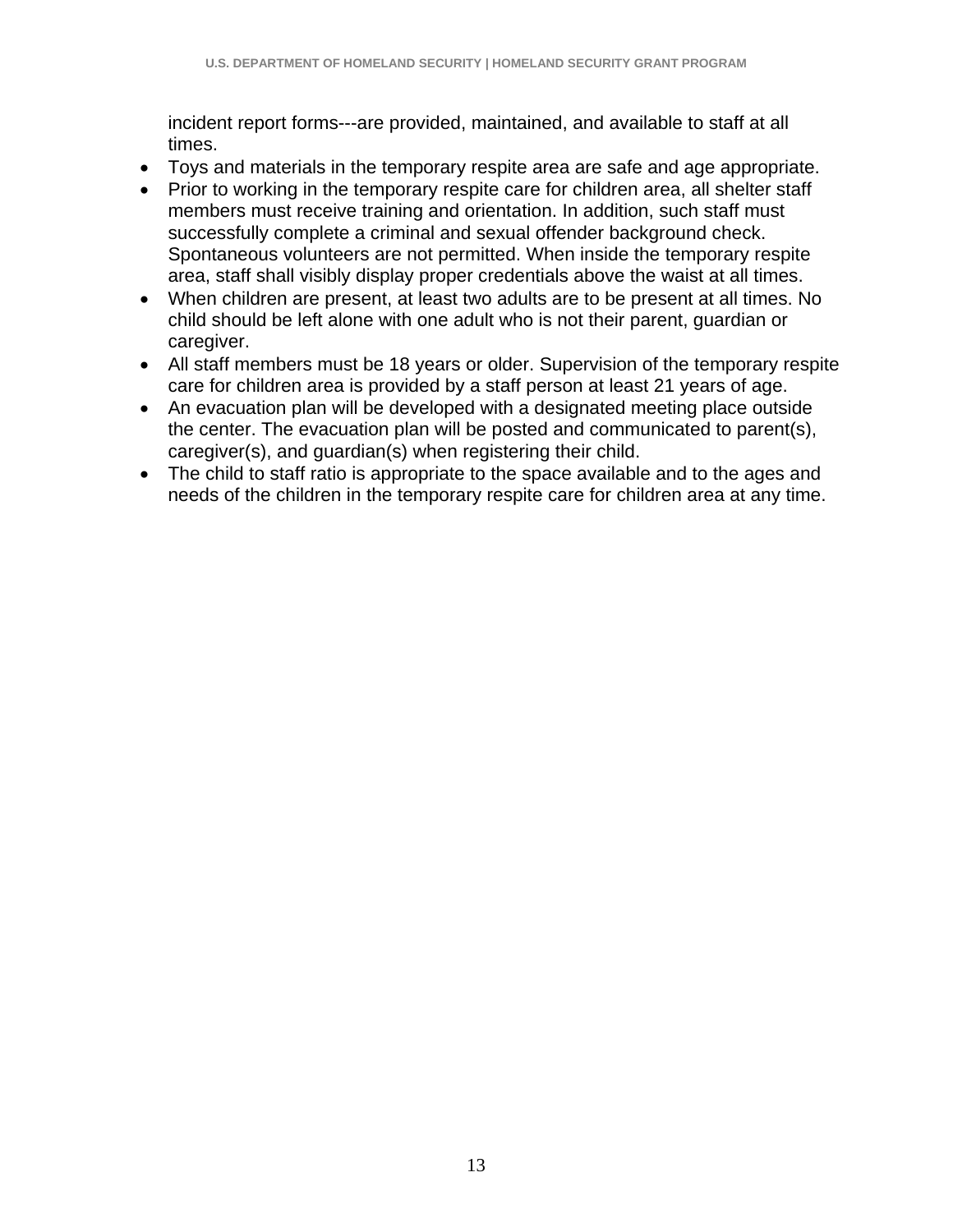incident report forms---are provided, maintained, and available to staff at all times.

- Toys and materials in the temporary respite area are safe and age appropriate.
- Prior to working in the temporary respite care for children area, all shelter staff members must receive training and orientation. In addition, such staff must successfully complete a criminal and sexual offender background check. Spontaneous volunteers are not permitted. When inside the temporary respite area, staff shall visibly display proper credentials above the waist at all times.
- When children are present, at least two adults are to be present at all times. No child should be left alone with one adult who is not their parent, guardian or caregiver.
- All staff members must be 18 years or older. Supervision of the temporary respite care for children area is provided by a staff person at least 21 years of age.
- An evacuation plan will be developed with a designated meeting place outside the center. The evacuation plan will be posted and communicated to parent(s), caregiver(s), and guardian(s) when registering their child.
- The child to staff ratio is appropriate to the space available and to the ages and needs of the children in the temporary respite care for children area at any time.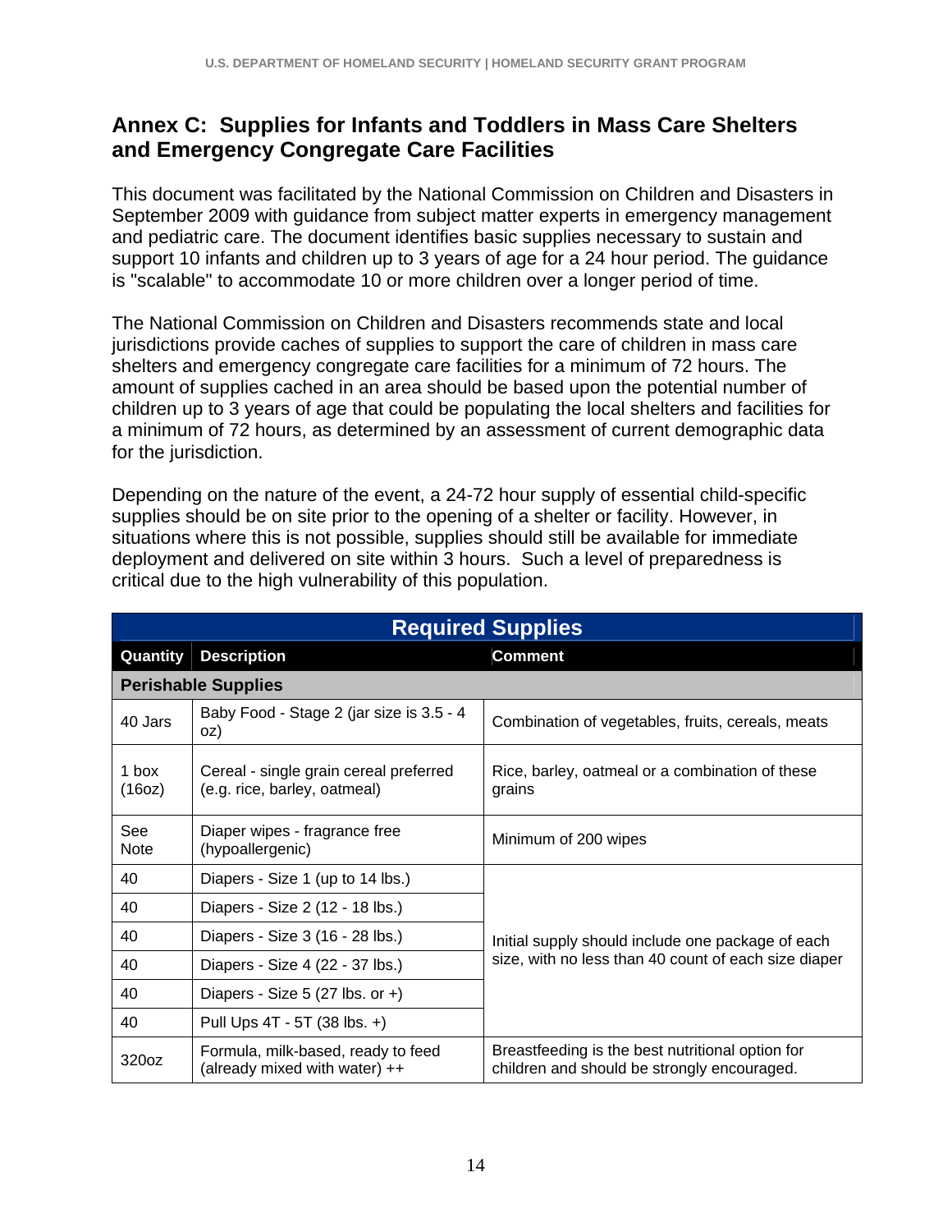## Annex C: Supplies for Infants and Toddlers in Mass Care Shelters and Emergency Congregate Care Facilities

This document was facilitated by the National Commission on Children and Disasters in September 2009 with guidance from subject matter experts in emergency management and pediatric care. The document identifies basic supplies necessary to sustain and support 10 infants and children up to 3 years of age for a 24 hour period. The guidance is "scalable" to accommodate 10 or more children over a longer period of time.

The National Commission on Children and Disasters recommends state and local jurisdictions provide caches of supplies to support the care of children in mass care shelters and emergency congregate care facilities for a minimum of 72 hours. The amount of supplies cached in an area should be based upon the potential number of children up to 3 years of age that could be populating the local shelters and facilities for a minimum of 72 hours, as determined by an assessment of current demographic data for the jurisdiction.

Depending on the nature of the event, a 24-72 hour supply of essential child-specific supplies should be on site prior to the opening of a shelter or facility. However, in situations where this is not possible, supplies should still be available for immediate deployment and delivered on site within 3 hours. Such a level of preparedness is critical due to the high vulnerability of this population.

| Required Supplies | | |
|---|---|---|
| **Quantity** | **Description** | **Comment** |
| **Perishable Supplies** | | |
| 40 Jars | Baby Food - Stage 2 (jar size is 3.5 - 4 oz) | Combination of vegetables, fruits, cereals, meats |
| 1 box (16oz) | Cereal - single grain cereal preferred (e.g. rice, barley, oatmeal) | Rice, barley, oatmeal or a combination of these grains |
| See Note | Diaper wipes - fragrance free (hypoallergenic) | Minimum of 200 wipes |
| 40 | Diapers - Size 1 (up to 14 lbs.) | Initial supply should include one package of each size, with no less than 40 count of each size diaper |
| 40 | Diapers - Size 2 (12 - 18 lbs.) | |
| 40 | Diapers - Size 3 (16 - 28 lbs.) | |
| 40 | Diapers - Size 4 (22 - 37 lbs.) | |
| 40 | Diapers - Size 5 (27 lbs. or +) | |
| 40 | Pull Ups 4T - 5T (38 lbs. +) | |
| 320oz | Formula, milk-based, ready to feed (already mixed with water) ++ | Breastfeeding is the best nutritional option for children and should be strongly encouraged. |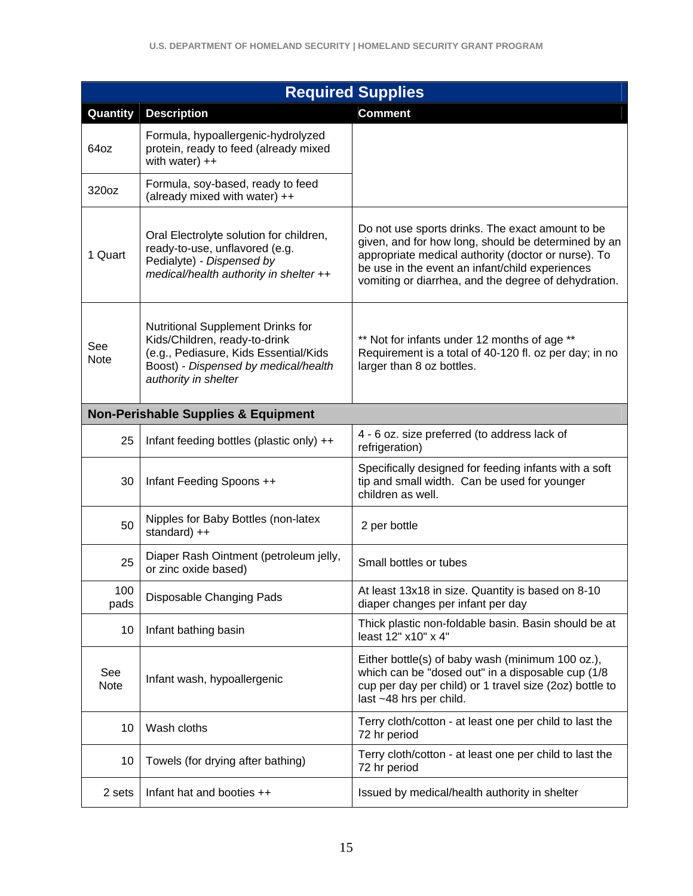| Required Supplies | | |
|---|---|---|
| **Quantity** | **Description** | **Comment** |
| 64oz | Formula, hypoallergenic-hydrolyzed protein, ready to feed (already mixed with water) ++ | |
| 320oz | Formula, soy-based, ready to feed (already mixed with water) ++ | |
| 1 Quart | Oral Electrolyte solution for children, ready-to-use, unflavored (e.g. Pedialyte) - *Dispensed by medical/health authority in shelter* ++ | Do not use sports drinks. The exact amount to be given, and for how long, should be determined by an appropriate medical authority (doctor or nurse). To be use in the event an infant/child experiences vomiting or diarrhea, and the degree of dehydration. |
| See Note | Nutritional Supplement Drinks for Kids/Children, ready-to-drink (e.g., Pediasure, Kids Essential/Kids Boost) - *Dispensed by medical/health authority in shelter* | ** Not for infants under 12 months of age ** Requirement is a total of 40-120 fl. oz per day; in no larger than 8 oz bottles. |
| **Non-Perishable Supplies & Equipment** | | |
| 25 | Infant feeding bottles (plastic only) ++ | 4 - 6 oz. size preferred (to address lack of refrigeration) |
| 30 | Infant Feeding Spoons ++ | Specifically designed for feeding infants with a soft tip and small width. Can be used for younger children as well. |
| 50 | Nipples for Baby Bottles (non-latex standard) ++ | 2 per bottle |
| 25 | Diaper Rash Ointment (petroleum jelly, or zinc oxide based) | Small bottles or tubes |
| 100 pads | Disposable Changing Pads | At least 13x18 in size. Quantity is based on 8-10 diaper changes per infant per day |
| 10 | Infant bathing basin | Thick plastic non-foldable basin. Basin should be at least 12" x10" x 4" |
| See Note | Infant wash, hypoallergenic | Either bottle(s) of baby wash (minimum 100 oz.), which can be "dosed out" in a disposable cup (1/8 cup per day per child) or 1 travel size (2oz) bottle to last ~48 hrs per child. |
| 10 | Wash cloths | Terry cloth/cotton - at least one per child to last the 72 hr period |
| 10 | Towels (for drying after bathing) | Terry cloth/cotton - at least one per child to last the 72 hr period |
| 2 sets | Infant hat and booties ++ | Issued by medical/health authority in shelter |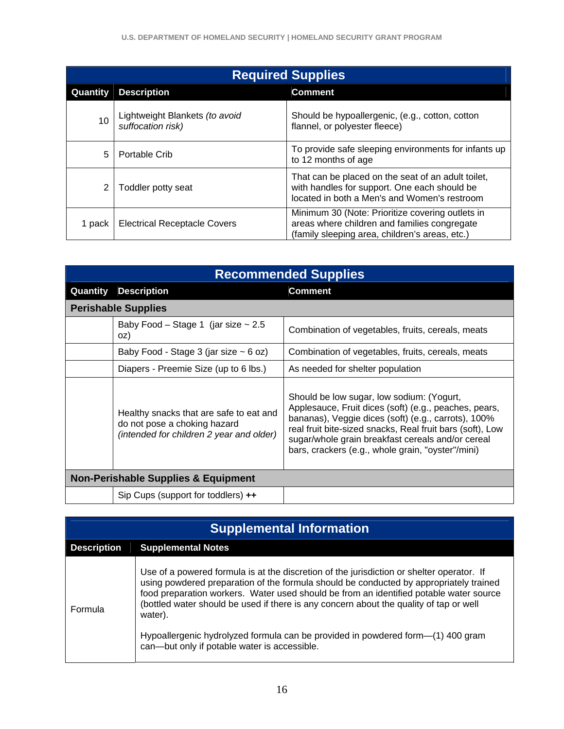| Required Supplies | | |
|---|---|---|
| **Quantity** | **Description** | **Comment** |
| 10 | Lightweight Blankets *(to avoid suffocation risk)* | Should be hypoallergenic, (e.g., cotton, cotton flannel, or polyester fleece) |
| 5 | Portable Crib | To provide safe sleeping environments for infants up to 12 months of age |
| 2 | Toddler potty seat | That can be placed on the seat of an adult toilet, with handles for support. One each should be located in both a Men's and Women's restroom |
| 1 pack | Electrical Receptacle Covers | Minimum 30 (Note: Prioritize covering outlets in areas where children and families congregate (family sleeping area, children's areas, etc.) |

| Recommended Supplies | | |
|---|---|---|
| **Quantity** | **Description** | **Comment** |
| **Perishable Supplies** | | |
| | Baby Food – Stage 1 (jar size ~ 2.5 oz) | Combination of vegetables, fruits, cereals, meats |
| | Baby Food - Stage 3 (jar size ~ 6 oz) | Combination of vegetables, fruits, cereals, meats |
| | Diapers - Preemie Size (up to 6 lbs.) | As needed for shelter population |
| | Healthy snacks that are safe to eat and do not pose a choking hazard *(intended for children 2 year and older)* | Should be low sugar, low sodium: (Yogurt, Applesauce, Fruit dices (soft) (e.g., peaches, pears, bananas), Veggie dices (soft) (e.g., carrots), 100% real fruit bite-sized snacks, Real fruit bars (soft), Low sugar/whole grain breakfast cereals and/or cereal bars, crackers (e.g., whole grain, "oyster"/mini) |
| **Non-Perishable Supplies & Equipment** | | |
| | Sip Cups (support for toddlers) **++** | |

| Supplemental Information | |
|---|---|
| **Description** | **Supplemental Notes** |
| Formula | Use of a powered formula is at the discretion of the jurisdiction or shelter operator. If using powdered preparation of the formula should be conducted by appropriately trained food preparation workers. Water used should be from an identified potable water source (bottled water should be used if there is any concern about the quality of tap or well water).<br><br>Hypoallergenic hydrolyzed formula can be provided in powdered form—(1) 400 gram can—but only if potable water is accessible. |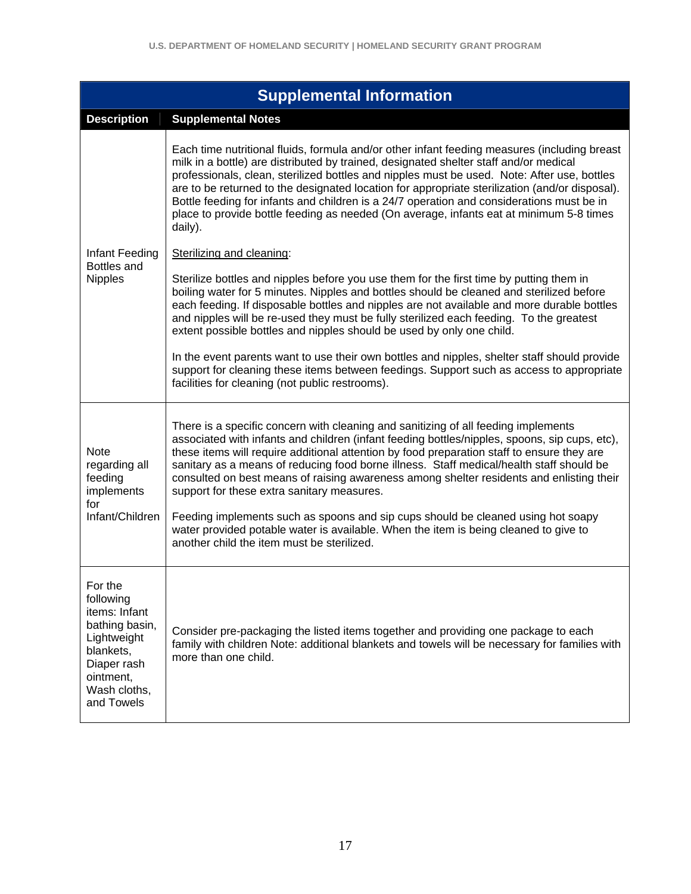| Supplemental Information | |
|---|---|
| **Description** | **Supplemental Notes** |
| Infant Feeding Bottles and Nipples | Each time nutritional fluids, formula and/or other infant feeding measures (including breast milk in a bottle) are distributed by trained, designated shelter staff and/or medical professionals, clean, sterilized bottles and nipples must be used. Note: After use, bottles are to be returned to the designated location for appropriate sterilization (and/or disposal). Bottle feeding for infants and children is a 24/7 operation and considerations must be in place to provide bottle feeding as needed (On average, infants eat at minimum 5-8 times daily).<br><br>Sterilizing and cleaning:<br><br>Sterilize bottles and nipples before you use them for the first time by putting them in boiling water for 5 minutes. Nipples and bottles should be cleaned and sterilized before each feeding. If disposable bottles and nipples are not available and more durable bottles and nipples will be re-used they must be fully sterilized each feeding. To the greatest extent possible bottles and nipples should be used by only one child.<br><br>In the event parents want to use their own bottles and nipples, shelter staff should provide support for cleaning these items between feedings. Support such as access to appropriate facilities for cleaning (not public restrooms). |
| Note regarding all feeding implements for Infant/Children | There is a specific concern with cleaning and sanitizing of all feeding implements associated with infants and children (infant feeding bottles/nipples, spoons, sip cups, etc), these items will require additional attention by food preparation staff to ensure they are sanitary as a means of reducing food borne illness. Staff medical/health staff should be consulted on best means of raising awareness among shelter residents and enlisting their support for these extra sanitary measures.<br><br>Feeding implements such as spoons and sip cups should be cleaned using hot soapy water provided potable water is available. When the item is being cleaned to give to another child the item must be sterilized. |
| For the following items: Infant bathing basin, Lightweight blankets, Diaper rash ointment, Wash cloths, and Towels | Consider pre-packaging the listed items together and providing one package to each family with children Note: additional blankets and towels will be necessary for families with more than one child. |